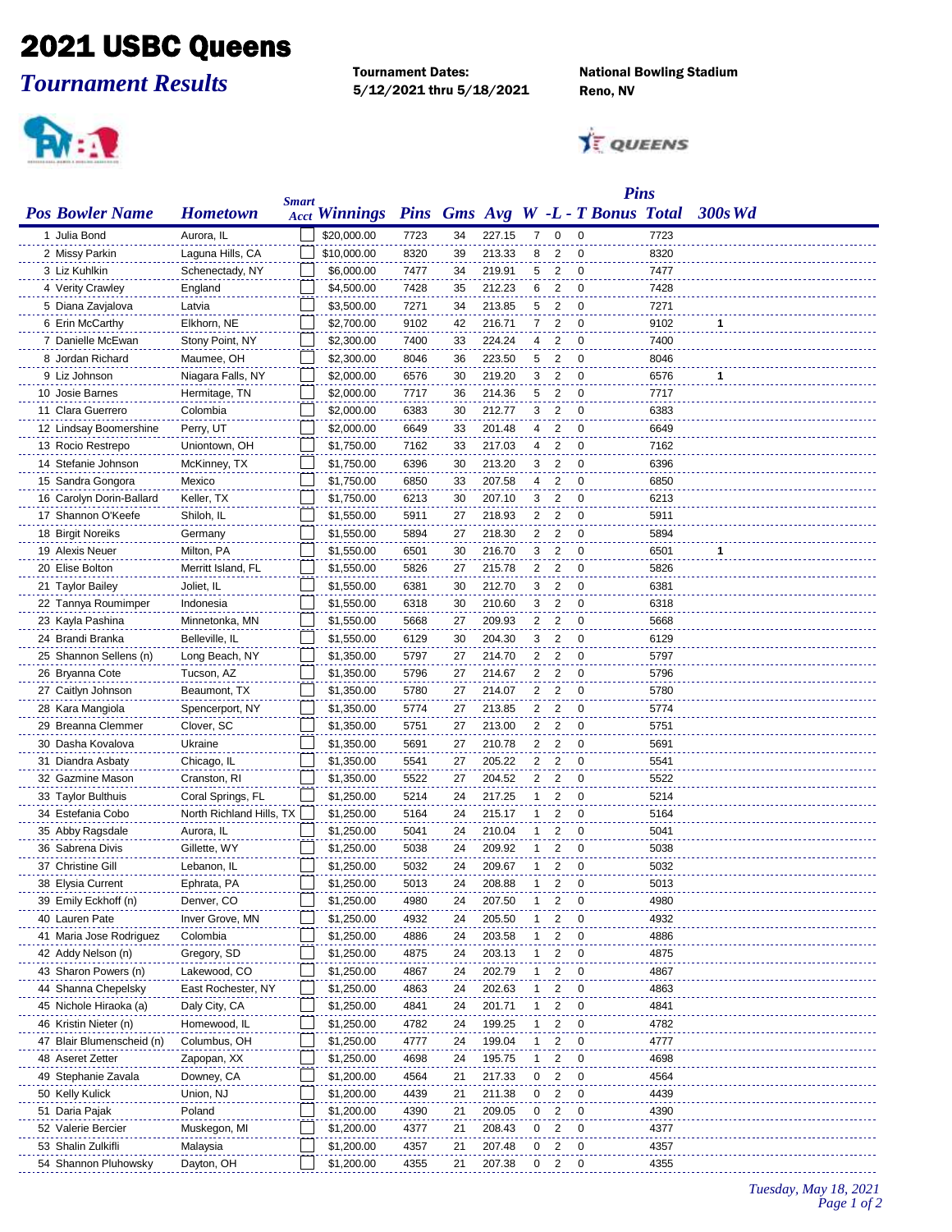# 2021 USBC Queens

## *Tournament Results*

**Tournament Dates:**
**5/12/2021 thru 5/18/2021**

**National Bowling Stadium**
**Reno, NV**

| Pos | Bowler Name | Hometown | Smart Acct | Winnings | Pins | Gms | Avg | W | L | T | Pins Bonus | Total | 300s | Wd |
|---|---|---|---|---|---|---|---|---|---|---|---|---|---|---|
| 1 | Julia Bond | Aurora, IL | | $20,000.00 | 7723 | 34 | 227.15 | 7 | 0 | 0 | | 7723 | | |
| 2 | Missy Parkin | Laguna Hills, CA | | $10,000.00 | 8320 | 39 | 213.33 | 8 | 2 | 0 | | 8320 | | |
| 3 | Liz Kuhlkin | Schenectady, NY | | $6,000.00 | 7477 | 34 | 219.91 | 5 | 2 | 0 | | 7477 | | |
| 4 | Verity Crawley | England | | $4,500.00 | 7428 | 35 | 212.23 | 6 | 2 | 0 | | 7428 | | |
| 5 | Diana Zavjalova | Latvia | | $3,500.00 | 7271 | 34 | 213.85 | 5 | 2 | 0 | | 7271 | | |
| 6 | Erin McCarthy | Elkhorn, NE | | $2,700.00 | 9102 | 42 | 216.71 | 7 | 2 | 0 | | 9102 | 1 | |
| 7 | Danielle McEwan | Stony Point, NY | | $2,300.00 | 7400 | 33 | 224.24 | 4 | 2 | 0 | | 7400 | | |
| 8 | Jordan Richard | Maumee, OH | | $2,300.00 | 8046 | 36 | 223.50 | 5 | 2 | 0 | | 8046 | | |
| 9 | Liz Johnson | Niagara Falls, NY | | $2,000.00 | 6576 | 30 | 219.20 | 3 | 2 | 0 | | 6576 | 1 | |
| 10 | Josie Barnes | Hermitage, TN | | $2,000.00 | 7717 | 36 | 214.36 | 5 | 2 | 0 | | 7717 | | |
| 11 | Clara Guerrero | Colombia | | $2,000.00 | 6383 | 30 | 212.77 | 3 | 2 | 0 | | 6383 | | |
| 12 | Lindsay Boomershine | Perry, UT | | $2,000.00 | 6649 | 33 | 201.48 | 4 | 2 | 0 | | 6649 | | |
| 13 | Rocio Restrepo | Uniontown, OH | | $1,750.00 | 7162 | 33 | 217.03 | 4 | 2 | 0 | | 7162 | | |
| 14 | Stefanie Johnson | McKinney, TX | | $1,750.00 | 6396 | 30 | 213.20 | 3 | 2 | 0 | | 6396 | | |
| 15 | Sandra Gongora | Mexico | | $1,750.00 | 6850 | 33 | 207.58 | 4 | 2 | 0 | | 6850 | | |
| 16 | Carolyn Dorin-Ballard | Keller, TX | | $1,750.00 | 6213 | 30 | 207.10 | 3 | 2 | 0 | | 6213 | | |
| 17 | Shannon O'Keefe | Shiloh, IL | | $1,550.00 | 5911 | 27 | 218.93 | 2 | 2 | 0 | | 5911 | | |
| 18 | Birgit Noreiks | Germany | | $1,550.00 | 5894 | 27 | 218.30 | 2 | 2 | 0 | | 5894 | | |
| 19 | Alexis Neuer | Milton, PA | | $1,550.00 | 6501 | 30 | 216.70 | 3 | 2 | 0 | | 6501 | 1 | |
| 20 | Elise Bolton | Merritt Island, FL | | $1,550.00 | 5826 | 27 | 215.78 | 2 | 2 | 0 | | 5826 | | |
| 21 | Taylor Bailey | Joliet, IL | | $1,550.00 | 6381 | 30 | 212.70 | 3 | 2 | 0 | | 6381 | | |
| 22 | Tannya Roumimper | Indonesia | | $1,550.00 | 6318 | 30 | 210.60 | 3 | 2 | 0 | | 6318 | | |
| 23 | Kayla Pashina | Minnetonka, MN | | $1,550.00 | 5668 | 27 | 209.93 | 2 | 2 | 0 | | 5668 | | |
| 24 | Brandi Branka | Belleville, IL | | $1,550.00 | 6129 | 30 | 204.30 | 3 | 2 | 0 | | 6129 | | |
| 25 | Shannon Sellens (n) | Long Beach, NY | | $1,350.00 | 5797 | 27 | 214.70 | 2 | 2 | 0 | | 5797 | | |
| 26 | Bryanna Cote | Tucson, AZ | | $1,350.00 | 5796 | 27 | 214.67 | 2 | 2 | 0 | | 5796 | | |
| 27 | Caitlyn Johnson | Beaumont, TX | | $1,350.00 | 5780 | 27 | 214.07 | 2 | 2 | 0 | | 5780 | | |
| 28 | Kara Mangiola | Spencerport, NY | | $1,350.00 | 5774 | 27 | 213.85 | 2 | 2 | 0 | | 5774 | | |
| 29 | Breanna Clemmer | Clover, SC | | $1,350.00 | 5751 | 27 | 213.00 | 2 | 2 | 0 | | 5751 | | |
| 30 | Dasha Kovalova | Ukraine | | $1,350.00 | 5691 | 27 | 210.78 | 2 | 2 | 0 | | 5691 | | |
| 31 | Diandra Asbaty | Chicago, IL | | $1,350.00 | 5541 | 27 | 205.22 | 2 | 2 | 0 | | 5541 | | |
| 32 | Gazmine Mason | Cranston, RI | | $1,350.00 | 5522 | 27 | 204.52 | 2 | 2 | 0 | | 5522 | | |
| 33 | Taylor Bulthuis | Coral Springs, FL | | $1,250.00 | 5214 | 24 | 217.25 | 1 | 2 | 0 | | 5214 | | |
| 34 | Estefania Cobo | North Richland Hills, TX | | $1,250.00 | 5164 | 24 | 215.17 | 1 | 2 | 0 | | 5164 | | |
| 35 | Abby Ragsdale | Aurora, IL | | $1,250.00 | 5041 | 24 | 210.04 | 1 | 2 | 0 | | 5041 | | |
| 36 | Sabrena Divis | Gillette, WY | | $1,250.00 | 5038 | 24 | 209.92 | 1 | 2 | 0 | | 5038 | | |
| 37 | Christine Gill | Lebanon, IL | | $1,250.00 | 5032 | 24 | 209.67 | 1 | 2 | 0 | | 5032 | | |
| 38 | Elysia Current | Ephrata, PA | | $1,250.00 | 5013 | 24 | 208.88 | 1 | 2 | 0 | | 5013 | | |
| 39 | Emily Eckhoff (n) | Denver, CO | | $1,250.00 | 4980 | 24 | 207.50 | 1 | 2 | 0 | | 4980 | | |
| 40 | Lauren Pate | Inver Grove, MN | | $1,250.00 | 4932 | 24 | 205.50 | 1 | 2 | 0 | | 4932 | | |
| 41 | Maria Jose Rodriguez | Colombia | | $1,250.00 | 4886 | 24 | 203.58 | 1 | 2 | 0 | | 4886 | | |
| 42 | Addy Nelson (n) | Gregory, SD | | $1,250.00 | 4875 | 24 | 203.13 | 1 | 2 | 0 | | 4875 | | |
| 43 | Sharon Powers (n) | Lakewood, CO | | $1,250.00 | 4867 | 24 | 202.79 | 1 | 2 | 0 | | 4867 | | |
| 44 | Shanna Chepelsky | East Rochester, NY | | $1,250.00 | 4863 | 24 | 202.63 | 1 | 2 | 0 | | 4863 | | |
| 45 | Nichole Hiraoka (a) | Daly City, CA | | $1,250.00 | 4841 | 24 | 201.71 | 1 | 2 | 0 | | 4841 | | |
| 46 | Kristin Nieter (n) | Homewood, IL | | $1,250.00 | 4782 | 24 | 199.25 | 1 | 2 | 0 | | 4782 | | |
| 47 | Blair Blumenscheid (n) | Columbus, OH | | $1,250.00 | 4777 | 24 | 199.04 | 1 | 2 | 0 | | 4777 | | |
| 48 | Aseret Zetter | Zapopan, XX | | $1,250.00 | 4698 | 24 | 195.75 | 1 | 2 | 0 | | 4698 | | |
| 49 | Stephanie Zavala | Downey, CA | | $1,200.00 | 4564 | 21 | 217.33 | 0 | 2 | 0 | | 4564 | | |
| 50 | Kelly Kulick | Union, NJ | | $1,200.00 | 4439 | 21 | 211.38 | 0 | 2 | 0 | | 4439 | | |
| 51 | Daria Pajak | Poland | | $1,200.00 | 4390 | 21 | 209.05 | 0 | 2 | 0 | | 4390 | | |
| 52 | Valerie Bercier | Muskegon, MI | | $1,200.00 | 4377 | 21 | 208.43 | 0 | 2 | 0 | | 4377 | | |
| 53 | Shalin Zulkifli | Malaysia | | $1,200.00 | 4357 | 21 | 207.48 | 0 | 2 | 0 | | 4357 | | |
| 54 | Shannon Pluhowsky | Dayton, OH | | $1,200.00 | 4355 | 21 | 207.38 | 0 | 2 | 0 | | 4355 | | |

*Tuesday, May 18, 2021*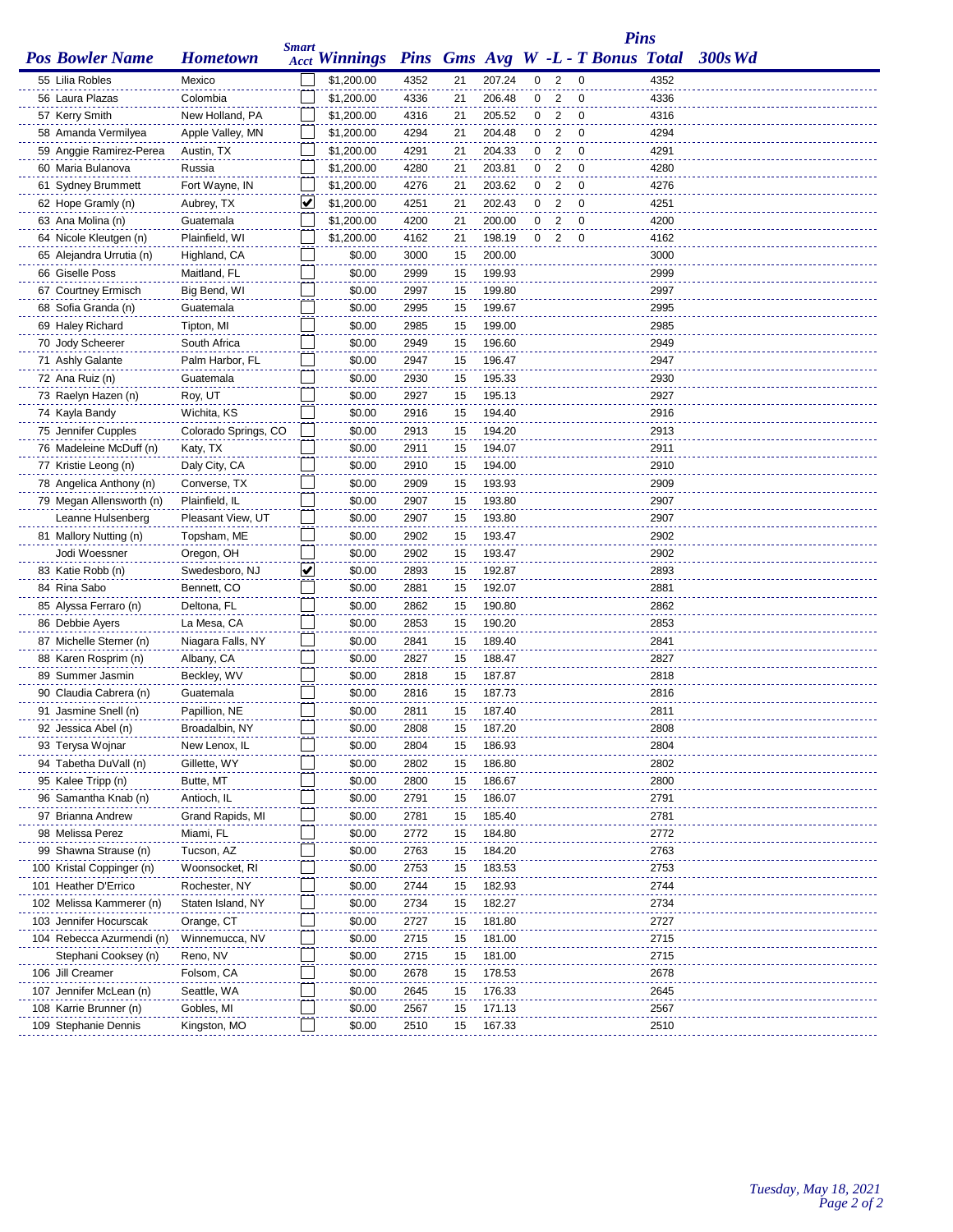| Pos | Bowler Name | Hometown | Smart Acct | Winnings | Pins | Gms | Avg | W | -L | - T | Bonus | Pins Total | 300s | Wd |
|---|---|---|---|---|---|---|---|---|---|---|---|---|---|---|
| 55 | Lilia Robles | Mexico | | $1,200.00 | 4352 | 21 | 207.24 | 0 | 2 | 0 | | 4352 | | |
| 56 | Laura Plazas | Colombia | | $1,200.00 | 4336 | 21 | 206.48 | 0 | 2 | 0 | | 4336 | | |
| 57 | Kerry Smith | New Holland, PA | | $1,200.00 | 4316 | 21 | 205.52 | 0 | 2 | 0 | | 4316 | | |
| 58 | Amanda Vermilyea | Apple Valley, MN | | $1,200.00 | 4294 | 21 | 204.48 | 0 | 2 | 0 | | 4294 | | |
| 59 | Anggie Ramirez-Perea | Austin, TX | | $1,200.00 | 4291 | 21 | 204.33 | 0 | 2 | 0 | | 4291 | | |
| 60 | Maria Bulanova | Russia | | $1,200.00 | 4280 | 21 | 203.81 | 0 | 2 | 0 | | 4280 | | |
| 61 | Sydney Brummett | Fort Wayne, IN | | $1,200.00 | 4276 | 21 | 203.62 | 0 | 2 | 0 | | 4276 | | |
| 62 | Hope Gramly (n) | Aubrey, TX | ✔ | $1,200.00 | 4251 | 21 | 202.43 | 0 | 2 | 0 | | 4251 | | |
| 63 | Ana Molina (n) | Guatemala | | $1,200.00 | 4200 | 21 | 200.00 | 0 | 2 | 0 | | 4200 | | |
| 64 | Nicole Kleutgen (n) | Plainfield, WI | | $1,200.00 | 4162 | 21 | 198.19 | 0 | 2 | 0 | | 4162 | | |
| 65 | Alejandra Urrutia (n) | Highland, CA | | $0.00 | 3000 | 15 | 200.00 | | | | | 3000 | | |
| 66 | Giselle Poss | Maitland, FL | | $0.00 | 2999 | 15 | 199.93 | | | | | 2999 | | |
| 67 | Courtney Ermisch | Big Bend, WI | | $0.00 | 2997 | 15 | 199.80 | | | | | 2997 | | |
| 68 | Sofia Granda (n) | Guatemala | | $0.00 | 2995 | 15 | 199.67 | | | | | 2995 | | |
| 69 | Haley Richard | Tipton, MI | | $0.00 | 2985 | 15 | 199.00 | | | | | 2985 | | |
| 70 | Jody Scheerer | South Africa | | $0.00 | 2949 | 15 | 196.60 | | | | | 2949 | | |
| 71 | Ashly Galante | Palm Harbor, FL | | $0.00 | 2947 | 15 | 196.47 | | | | | 2947 | | |
| 72 | Ana Ruiz (n) | Guatemala | | $0.00 | 2930 | 15 | 195.33 | | | | | 2930 | | |
| 73 | Raelyn Hazen (n) | Roy, UT | | $0.00 | 2927 | 15 | 195.13 | | | | | 2927 | | |
| 74 | Kayla Bandy | Wichita, KS | | $0.00 | 2916 | 15 | 194.40 | | | | | 2916 | | |
| 75 | Jennifer Cupples | Colorado Springs, CO | | $0.00 | 2913 | 15 | 194.20 | | | | | 2913 | | |
| 76 | Madeleine McDuff (n) | Katy, TX | | $0.00 | 2911 | 15 | 194.07 | | | | | 2911 | | |
| 77 | Kristie Leong (n) | Daly City, CA | | $0.00 | 2910 | 15 | 194.00 | | | | | 2910 | | |
| 78 | Angelica Anthony (n) | Converse, TX | | $0.00 | 2909 | 15 | 193.93 | | | | | 2909 | | |
| 79 | Megan Allensworth (n) | Plainfield, IL | | $0.00 | 2907 | 15 | 193.80 | | | | | 2907 | | |
| | Leanne Hulsenberg | Pleasant View, UT | | $0.00 | 2907 | 15 | 193.80 | | | | | 2907 | | |
| 81 | Mallory Nutting (n) | Topsham, ME | | $0.00 | 2902 | 15 | 193.47 | | | | | 2902 | | |
| | Jodi Woessner | Oregon, OH | | $0.00 | 2902 | 15 | 193.47 | | | | | 2902 | | |
| 83 | Katie Robb (n) | Swedesboro, NJ | ✔ | $0.00 | 2893 | 15 | 192.87 | | | | | 2893 | | |
| 84 | Rina Sabo | Bennett, CO | | $0.00 | 2881 | 15 | 192.07 | | | | | 2881 | | |
| 85 | Alyssa Ferraro (n) | Deltona, FL | | $0.00 | 2862 | 15 | 190.80 | | | | | 2862 | | |
| 86 | Debbie Ayers | La Mesa, CA | | $0.00 | 2853 | 15 | 190.20 | | | | | 2853 | | |
| 87 | Michelle Sterner (n) | Niagara Falls, NY | | $0.00 | 2841 | 15 | 189.40 | | | | | 2841 | | |
| 88 | Karen Rosprim (n) | Albany, CA | | $0.00 | 2827 | 15 | 188.47 | | | | | 2827 | | |
| 89 | Summer Jasmin | Beckley, WV | | $0.00 | 2818 | 15 | 187.87 | | | | | 2818 | | |
| 90 | Claudia Cabrera (n) | Guatemala | | $0.00 | 2816 | 15 | 187.73 | | | | | 2816 | | |
| 91 | Jasmine Snell (n) | Papillion, NE | | $0.00 | 2811 | 15 | 187.40 | | | | | 2811 | | |
| 92 | Jessica Abel (n) | Broadalbin, NY | | $0.00 | 2808 | 15 | 187.20 | | | | | 2808 | | |
| 93 | Terysa Wojnar | New Lenox, IL | | $0.00 | 2804 | 15 | 186.93 | | | | | 2804 | | |
| 94 | Tabetha DuVall (n) | Gillette, WY | | $0.00 | 2802 | 15 | 186.80 | | | | | 2802 | | |
| 95 | Kalee Tripp (n) | Butte, MT | | $0.00 | 2800 | 15 | 186.67 | | | | | 2800 | | |
| 96 | Samantha Knab (n) | Antioch, IL | | $0.00 | 2791 | 15 | 186.07 | | | | | 2791 | | |
| 97 | Brianna Andrew | Grand Rapids, MI | | $0.00 | 2781 | 15 | 185.40 | | | | | 2781 | | |
| 98 | Melissa Perez | Miami, FL | | $0.00 | 2772 | 15 | 184.80 | | | | | 2772 | | |
| 99 | Shawna Strause (n) | Tucson, AZ | | $0.00 | 2763 | 15 | 184.20 | | | | | 2763 | | |
| 100 | Kristal Coppinger (n) | Woonsocket, RI | | $0.00 | 2753 | 15 | 183.53 | | | | | 2753 | | |
| 101 | Heather D'Errico | Rochester, NY | | $0.00 | 2744 | 15 | 182.93 | | | | | 2744 | | |
| 102 | Melissa Kammerer (n) | Staten Island, NY | | $0.00 | 2734 | 15 | 182.27 | | | | | 2734 | | |
| 103 | Jennifer Hocurscak | Orange, CT | | $0.00 | 2727 | 15 | 181.80 | | | | | 2727 | | |
| 104 | Rebecca Azurmendi (n) | Winnemucca, NV | | $0.00 | 2715 | 15 | 181.00 | | | | | 2715 | | |
| | Stephani Cooksey (n) | Reno, NV | | $0.00 | 2715 | 15 | 181.00 | | | | | 2715 | | |
| 106 | Jill Creamer | Folsom, CA | | $0.00 | 2678 | 15 | 178.53 | | | | | 2678 | | |
| 107 | Jennifer McLean (n) | Seattle, WA | | $0.00 | 2645 | 15 | 176.33 | | | | | 2645 | | |
| 108 | Karrie Brunner (n) | Gobles, MI | | $0.00 | 2567 | 15 | 171.13 | | | | | 2567 | | |
| 109 | Stephanie Dennis | Kingston, MO | | $0.00 | 2510 | 15 | 167.33 | | | | | 2510 | | |

*Tuesday, May 18, 2021*